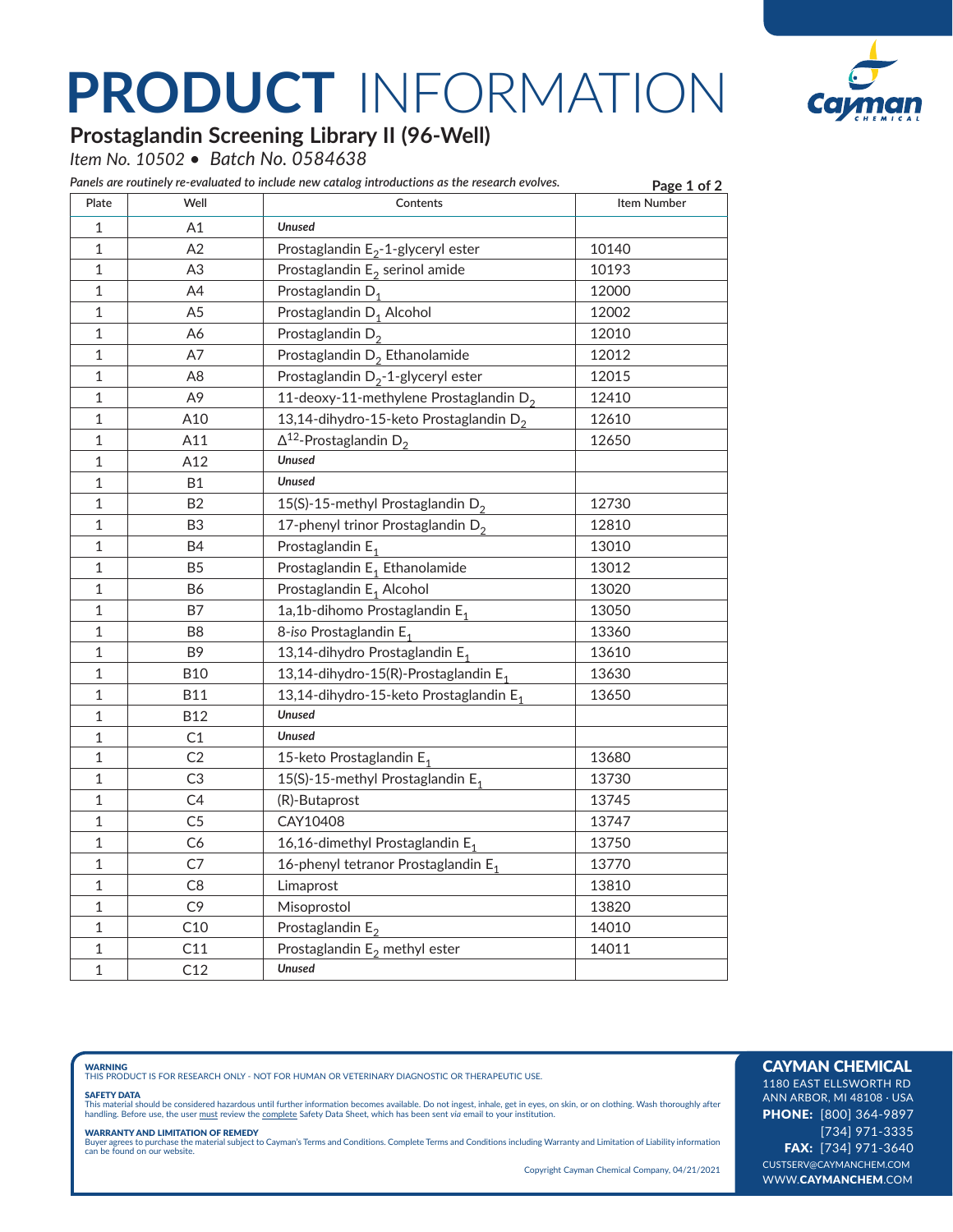# PRODUCT INFORMATION

## Prostaglandin Screening Library II (96-Well)

*Item No. 10502 • Batch No. 0584638*

*Panels are routinely re-evaluated to include new catalog introductions as the research evolves.*

| Plate | Well | Contents | Item Number |
|---|---|---|---|
| 1 | A1 | ***Unused*** | |
| 1 | A2 | Prostaglandin $E_2$-1-glyceryl ester | 10140 |
| 1 | A3 | Prostaglandin $E_2$ serinol amide | 10193 |
| 1 | A4 | Prostaglandin $D_1$ | 12000 |
| 1 | A5 | Prostaglandin $D_1$ Alcohol | 12002 |
| 1 | A6 | Prostaglandin $D_2$ | 12010 |
| 1 | A7 | Prostaglandin $D_2$ Ethanolamide | 12012 |
| 1 | A8 | Prostaglandin $D_2$-1-glyceryl ester | 12015 |
| 1 | A9 | 11-deoxy-11-methylene Prostaglandin $D_2$ | 12410 |
| 1 | A10 | 13,14-dihydro-15-keto Prostaglandin $D_2$ | 12610 |
| 1 | A11 | $\Delta^{12}$-Prostaglandin $D_2$ | 12650 |
| 1 | A12 | ***Unused*** | |
| 1 | B1 | ***Unused*** | |
| 1 | B2 | 15(S)-15-methyl Prostaglandin $D_2$ | 12730 |
| 1 | B3 | 17-phenyl trinor Prostaglandin $D_2$ | 12810 |
| 1 | B4 | Prostaglandin $E_1$ | 13010 |
| 1 | B5 | Prostaglandin $E_1$ Ethanolamide | 13012 |
| 1 | B6 | Prostaglandin $E_1$ Alcohol | 13020 |
| 1 | B7 | 1a,1b-dihomo Prostaglandin $E_1$ | 13050 |
| 1 | B8 | 8-*iso* Prostaglandin $E_1$ | 13360 |
| 1 | B9 | 13,14-dihydro Prostaglandin $E_1$ | 13610 |
| 1 | B10 | 13,14-dihydro-15(R)-Prostaglandin $E_1$ | 13630 |
| 1 | B11 | 13,14-dihydro-15-keto Prostaglandin $E_1$ | 13650 |
| 1 | B12 | ***Unused*** | |
| 1 | C1 | ***Unused*** | |
| 1 | C2 | 15-keto Prostaglandin $E_1$ | 13680 |
| 1 | C3 | 15(S)-15-methyl Prostaglandin $E_1$ | 13730 |
| 1 | C4 | (R)-Butaprost | 13745 |
| 1 | C5 | CAY10408 | 13747 |
| 1 | C6 | 16,16-dimethyl Prostaglandin $E_1$ | 13750 |
| 1 | C7 | 16-phenyl tetranor Prostaglandin $E_1$ | 13770 |
| 1 | C8 | Limaprost | 13810 |
| 1 | C9 | Misoprostol | 13820 |
| 1 | C10 | Prostaglandin $E_2$ | 14010 |
| 1 | C11 | Prostaglandin $E_2$ methyl ester | 14011 |
| 1 | C12 | ***Unused*** | |

**WARNING**
THIS PRODUCT IS FOR RESEARCH ONLY - NOT FOR HUMAN OR VETERINARY DIAGNOSTIC OR THERAPEUTIC USE.

**SAFETY DATA**
This material should be considered hazardous until further information becomes available. Do not ingest, inhale, get in eyes, on skin, or on clothing. Wash thoroughly after handling. Before use, the user must review the complete Safety Data Sheet, which has been sent *via* email to your institution.

**WARRANTY AND LIMITATION OF REMEDY**
Buyer agrees to purchase the material subject to Cayman's Terms and Conditions. Complete Terms and Conditions including Warranty and Limitation of Liability information can be found on our website.

Copyright Cayman Chemical Company, 04/21/2021

**CAYMAN CHEMICAL**
1180 EAST ELLSWORTH RD
ANN ARBOR, MI 48108 · USA
**PHONE:** [800] 364-9897
[734] 971-3335
**FAX:** [734] 971-3640
CUSTSERV@CAYMANCHEM.COM
WWW.**CAYMANCHEM**.COM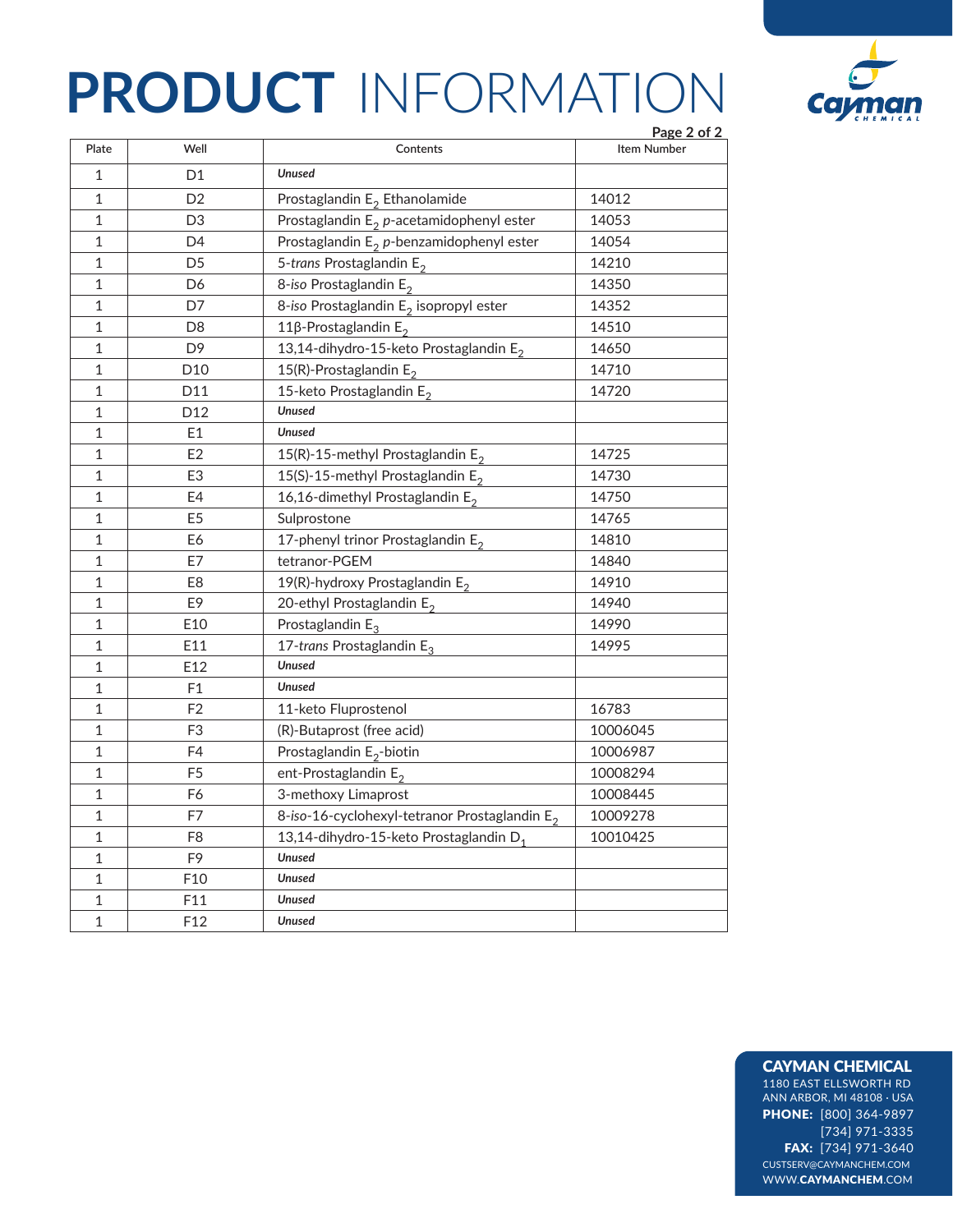# PRODUCT INFORMATION

| Plate | Well | Contents | Item Number |
|---|---|---|---|
| 1 | D1 | ***Unused*** | |
| 1 | D2 | Prostaglandin $E_2$ Ethanolamide | 14012 |
| 1 | D3 | Prostaglandin $E_2$ *p*-acetamidophenyl ester | 14053 |
| 1 | D4 | Prostaglandin $E_2$ *p*-benzamidophenyl ester | 14054 |
| 1 | D5 | 5-*trans* Prostaglandin $E_2$ | 14210 |
| 1 | D6 | 8-*iso* Prostaglandin $E_2$ | 14350 |
| 1 | D7 | 8-*iso* Prostaglandin $E_2$ isopropyl ester | 14352 |
| 1 | D8 | 11β-Prostaglandin $E_2$ | 14510 |
| 1 | D9 | 13,14-dihydro-15-keto Prostaglandin $E_2$ | 14650 |
| 1 | D10 | 15(R)-Prostaglandin $E_2$ | 14710 |
| 1 | D11 | 15-keto Prostaglandin $E_2$ | 14720 |
| 1 | D12 | ***Unused*** | |
| 1 | E1 | ***Unused*** | |
| 1 | E2 | 15(R)-15-methyl Prostaglandin $E_2$ | 14725 |
| 1 | E3 | 15(S)-15-methyl Prostaglandin $E_2$ | 14730 |
| 1 | E4 | 16,16-dimethyl Prostaglandin $E_2$ | 14750 |
| 1 | E5 | Sulprostone | 14765 |
| 1 | E6 | 17-phenyl trinor Prostaglandin $E_2$ | 14810 |
| 1 | E7 | tetranor-PGEM | 14840 |
| 1 | E8 | 19(R)-hydroxy Prostaglandin $E_2$ | 14910 |
| 1 | E9 | 20-ethyl Prostaglandin $E_2$ | 14940 |
| 1 | E10 | Prostaglandin $E_3$ | 14990 |
| 1 | E11 | 17-*trans* Prostaglandin $E_3$ | 14995 |
| 1 | E12 | ***Unused*** | |
| 1 | F1 | ***Unused*** | |
| 1 | F2 | 11-keto Fluprostenol | 16783 |
| 1 | F3 | (R)-Butaprost (free acid) | 10006045 |
| 1 | F4 | Prostaglandin $E_2$-biotin | 10006987 |
| 1 | F5 | ent-Prostaglandin $E_2$ | 10008294 |
| 1 | F6 | 3-methoxy Limaprost | 10008445 |
| 1 | F7 | 8-*iso*-16-cyclohexyl-tetranor Prostaglandin $E_2$ | 10009278 |
| 1 | F8 | 13,14-dihydro-15-keto Prostaglandin $D_1$ | 10010425 |
| 1 | F9 | ***Unused*** | |
| 1 | F10 | ***Unused*** | |
| 1 | F11 | ***Unused*** | |
| 1 | F12 | ***Unused*** | |

**CAYMAN CHEMICAL**
1180 EAST ELLSWORTH RD
ANN ARBOR, MI 48108 · USA
**PHONE:** [800] 364-9897
[734] 971-3335
**FAX:** [734] 971-3640
CUSTSERV@CAYMANCHEM.COM
WWW.**CAYMANCHEM**.COM